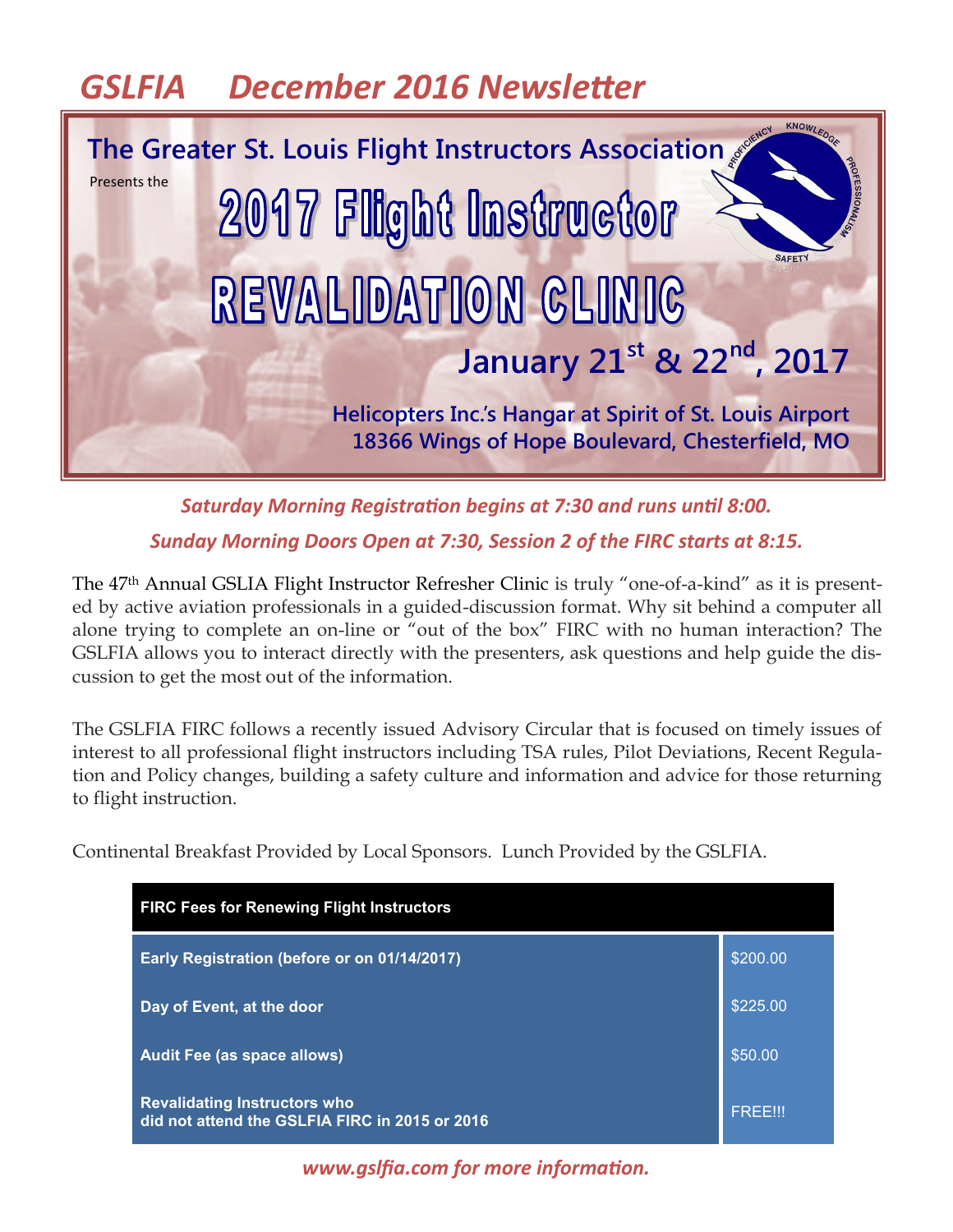# GSLFIA December 2016 Newsletter

**The Greater St. Louis Flight Instructors Association**

Presents the

# 2017 Flight Instructor REVALIDATION CLINIC

**January 21st & 22nd, 2017**

**Helicopters Inc.'s Hangar at Spirit of St. Louis Airport**
**18366 Wings of Hope Boulevard, Chesterfield, MO**

***Saturday Morning Registration begins at 7:30 and runs until 8:00.***

***Sunday Morning Doors Open at 7:30, Session 2 of the FIRC starts at 8:15.***

The 47th Annual GSLIA Flight Instructor Refresher Clinic is truly "one-of-a-kind" as it is presented by active aviation professionals in a guided-discussion format. Why sit behind a computer all alone trying to complete an on-line or "out of the box" FIRC with no human interaction? The GSLFIA allows you to interact directly with the presenters, ask questions and help guide the discussion to get the most out of the information.

The GSLFIA FIRC follows a recently issued Advisory Circular that is focused on timely issues of interest to all professional flight instructors including TSA rules, Pilot Deviations, Recent Regulation and Policy changes, building a safety culture and information and advice for those returning to flight instruction.

Continental Breakfast Provided by Local Sponsors. Lunch Provided by the GSLFIA.

| FIRC Fees for Renewing Flight Instructors | |
|---|---|
| Early Registration (before or on 01/14/2017) | $200.00 |
| Day of Event, at the door | $225.00 |
| Audit Fee (as space allows) | $50.00 |
| Revalidating Instructors who did not attend the GSLFIA FIRC in 2015 or 2016 | FREE!!! |

***www.gslfia.com for more information.***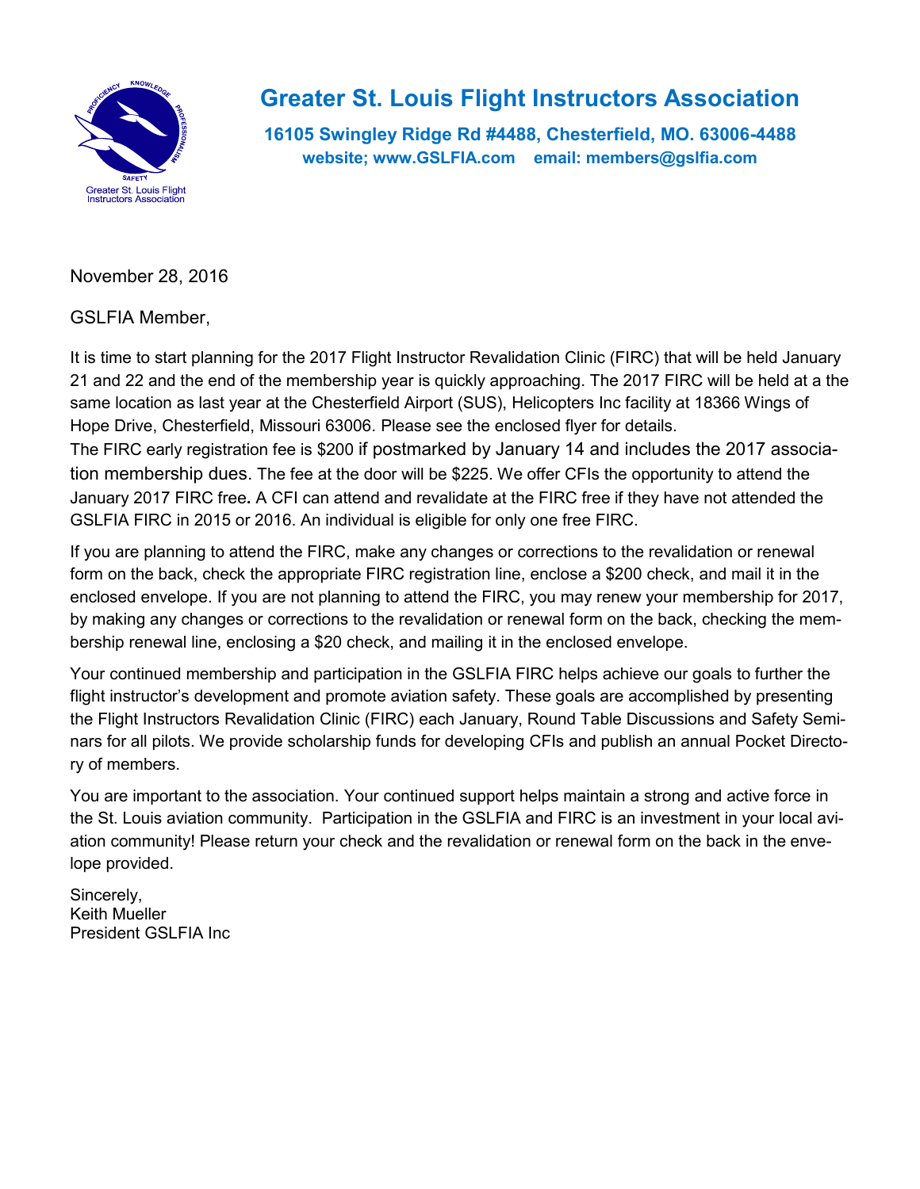# Greater St. Louis Flight Instructors Association

**16105 Swingley Ridge Rd #4488, Chesterfield, MO. 63006-4488**
**website; www.GSLFIA.com email: members@gslfia.com**

November 28, 2016

GSLFIA Member,

It is time to start planning for the 2017 Flight Instructor Revalidation Clinic (FIRC) that will be held January 21 and 22 and the end of the membership year is quickly approaching. The 2017 FIRC will be held at a the same location as last year at the Chesterfield Airport (SUS), Helicopters Inc facility at 18366 Wings of Hope Drive, Chesterfield, Missouri 63006. Please see the enclosed flyer for details.
The FIRC early registration fee is $200 if postmarked by January 14 and includes the 2017 association membership dues. The fee at the door will be $225. We offer CFIs the opportunity to attend the January 2017 FIRC free. A CFI can attend and revalidate at the FIRC free if they have not attended the GSLFIA FIRC in 2015 or 2016. An individual is eligible for only one free FIRC.

If you are planning to attend the FIRC, make any changes or corrections to the revalidation or renewal form on the back, check the appropriate FIRC registration line, enclose a $200 check, and mail it in the enclosed envelope. If you are not planning to attend the FIRC, you may renew your membership for 2017, by making any changes or corrections to the revalidation or renewal form on the back, checking the membership renewal line, enclosing a $20 check, and mailing it in the enclosed envelope.

Your continued membership and participation in the GSLFIA FIRC helps achieve our goals to further the flight instructor's development and promote aviation safety. These goals are accomplished by presenting the Flight Instructors Revalidation Clinic (FIRC) each January, Round Table Discussions and Safety Seminars for all pilots. We provide scholarship funds for developing CFIs and publish an annual Pocket Directory of members.

You are important to the association. Your continued support helps maintain a strong and active force in the St. Louis aviation community. Participation in the GSLFIA and FIRC is an investment in your local aviation community! Please return your check and the revalidation or renewal form on the back in the envelope provided.

Sincerely,
Keith Mueller
President GSLFIA Inc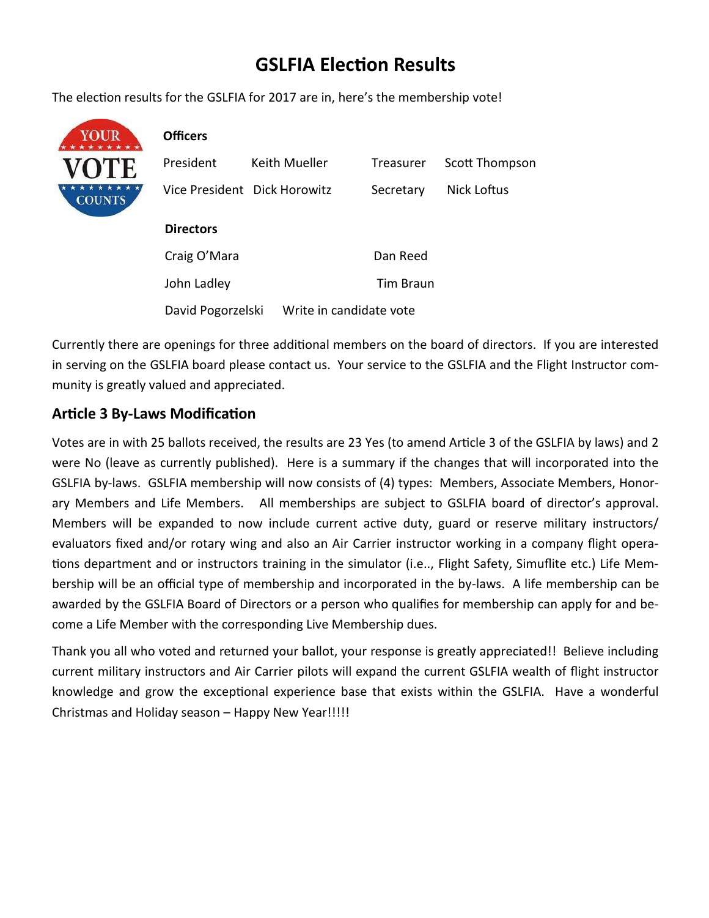# GSLFIA Election Results

The election results for the GSLFIA for 2017 are in, here's the membership vote!

**Officers**

| | | | |
|---|---|---|---|
| President | Keith Mueller | Treasurer | Scott Thompson |
| Vice President | Dick Horowitz | Secretary | Nick Loftus |

**Directors**

| | |
|---|---|
| Craig O'Mara | Dan Reed |
| John Ladley | Tim Braun |
| David Pogorzelski | Write in candidate vote |

Currently there are openings for three additional members on the board of directors. If you are interested in serving on the GSLFIA board please contact us. Your service to the GSLFIA and the Flight Instructor community is greatly valued and appreciated.

## Article 3 By-Laws Modification

Votes are in with 25 ballots received, the results are 23 Yes (to amend Article 3 of the GSLFIA by laws) and 2 were No (leave as currently published). Here is a summary if the changes that will incorporated into the GSLFIA by-laws. GSLFIA membership will now consists of (4) types: Members, Associate Members, Honorary Members and Life Members. All memberships are subject to GSLFIA board of director's approval. Members will be expanded to now include current active duty, guard or reserve military instructors/ evaluators fixed and/or rotary wing and also an Air Carrier instructor working in a company flight operations department and or instructors training in the simulator (i.e.., Flight Safety, Simuflite etc.) Life Membership will be an official type of membership and incorporated in the by-laws. A life membership can be awarded by the GSLFIA Board of Directors or a person who qualifies for membership can apply for and become a Life Member with the corresponding Live Membership dues.

Thank you all who voted and returned your ballot, your response is greatly appreciated!! Believe including current military instructors and Air Carrier pilots will expand the current GSLFIA wealth of flight instructor knowledge and grow the exceptional experience base that exists within the GSLFIA. Have a wonderful Christmas and Holiday season – Happy New Year!!!!!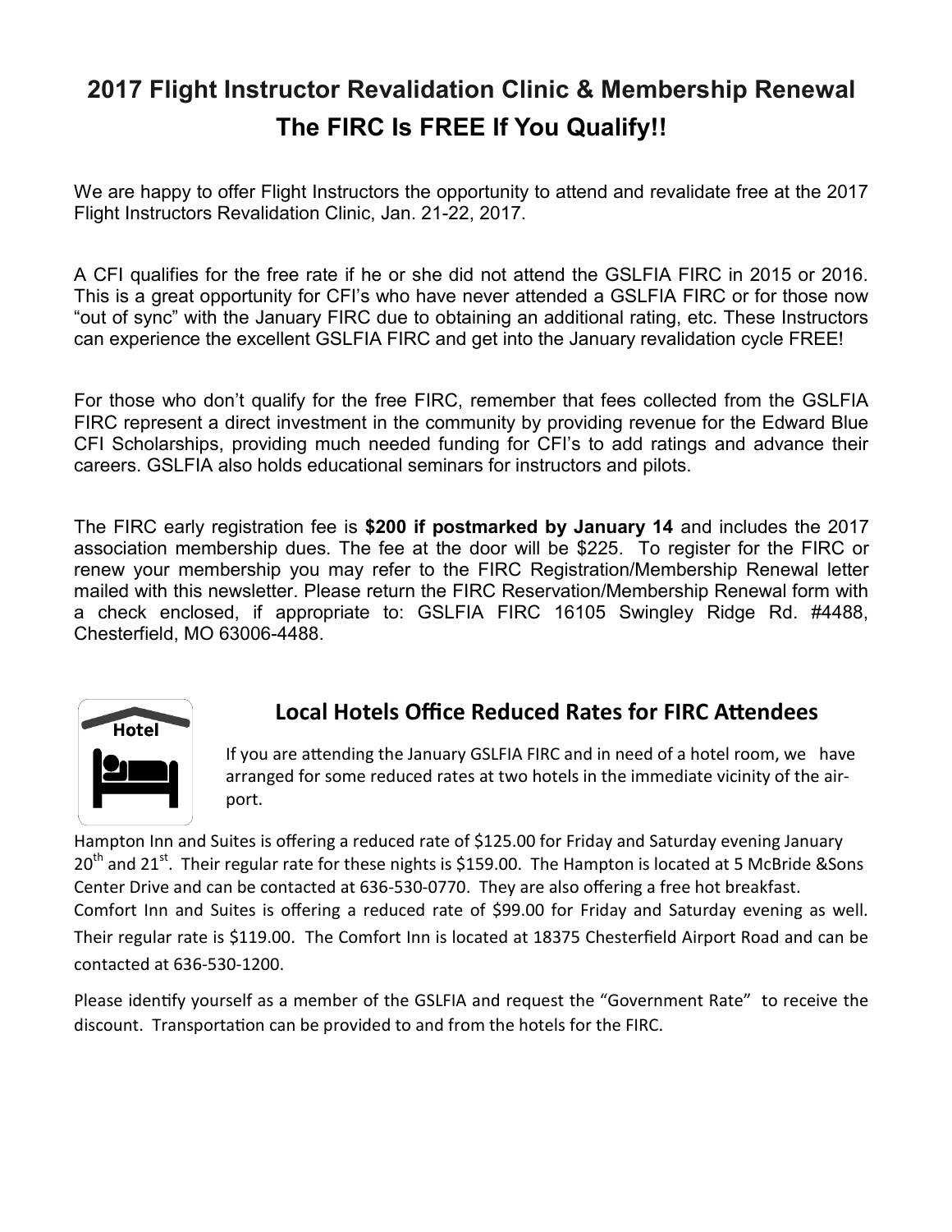# 2017 Flight Instructor Revalidation Clinic & Membership Renewal

## The FIRC Is FREE If You Qualify!!

We are happy to offer Flight Instructors the opportunity to attend and revalidate free at the 2017 Flight Instructors Revalidation Clinic, Jan. 21-22, 2017.

A CFI qualifies for the free rate if he or she did not attend the GSLFIA FIRC in 2015 or 2016. This is a great opportunity for CFI's who have never attended a GSLFIA FIRC or for those now "out of sync" with the January FIRC due to obtaining an additional rating, etc. These Instructors can experience the excellent GSLFIA FIRC and get into the January revalidation cycle FREE!

For those who don't qualify for the free FIRC, remember that fees collected from the GSLFIA FIRC represent a direct investment in the community by providing revenue for the Edward Blue CFI Scholarships, providing much needed funding for CFI's to add ratings and advance their careers. GSLFIA also holds educational seminars for instructors and pilots.

The FIRC early registration fee is **$200 if postmarked by January 14** and includes the 2017 association membership dues. The fee at the door will be $225. To register for the FIRC or renew your membership you may refer to the FIRC Registration/Membership Renewal letter mailed with this newsletter. Please return the FIRC Reservation/Membership Renewal form with a check enclosed, if appropriate to: GSLFIA FIRC 16105 Swingley Ridge Rd. #4488, Chesterfield, MO 63006-4488.

### Local Hotels Office Reduced Rates for FIRC Attendees

If you are attending the January GSLFIA FIRC and in need of a hotel room, we have arranged for some reduced rates at two hotels in the immediate vicinity of the airport.

Hampton Inn and Suites is offering a reduced rate of $125.00 for Friday and Saturday evening January 20th and 21st. Their regular rate for these nights is $159.00. The Hampton is located at 5 McBride &Sons Center Drive and can be contacted at 636-530-0770. They are also offering a free hot breakfast. Comfort Inn and Suites is offering a reduced rate of $99.00 for Friday and Saturday evening as well. Their regular rate is $119.00. The Comfort Inn is located at 18375 Chesterfield Airport Road and can be contacted at 636-530-1200.

Please identify yourself as a member of the GSLFIA and request the "Government Rate" to receive the discount. Transportation can be provided to and from the hotels for the FIRC.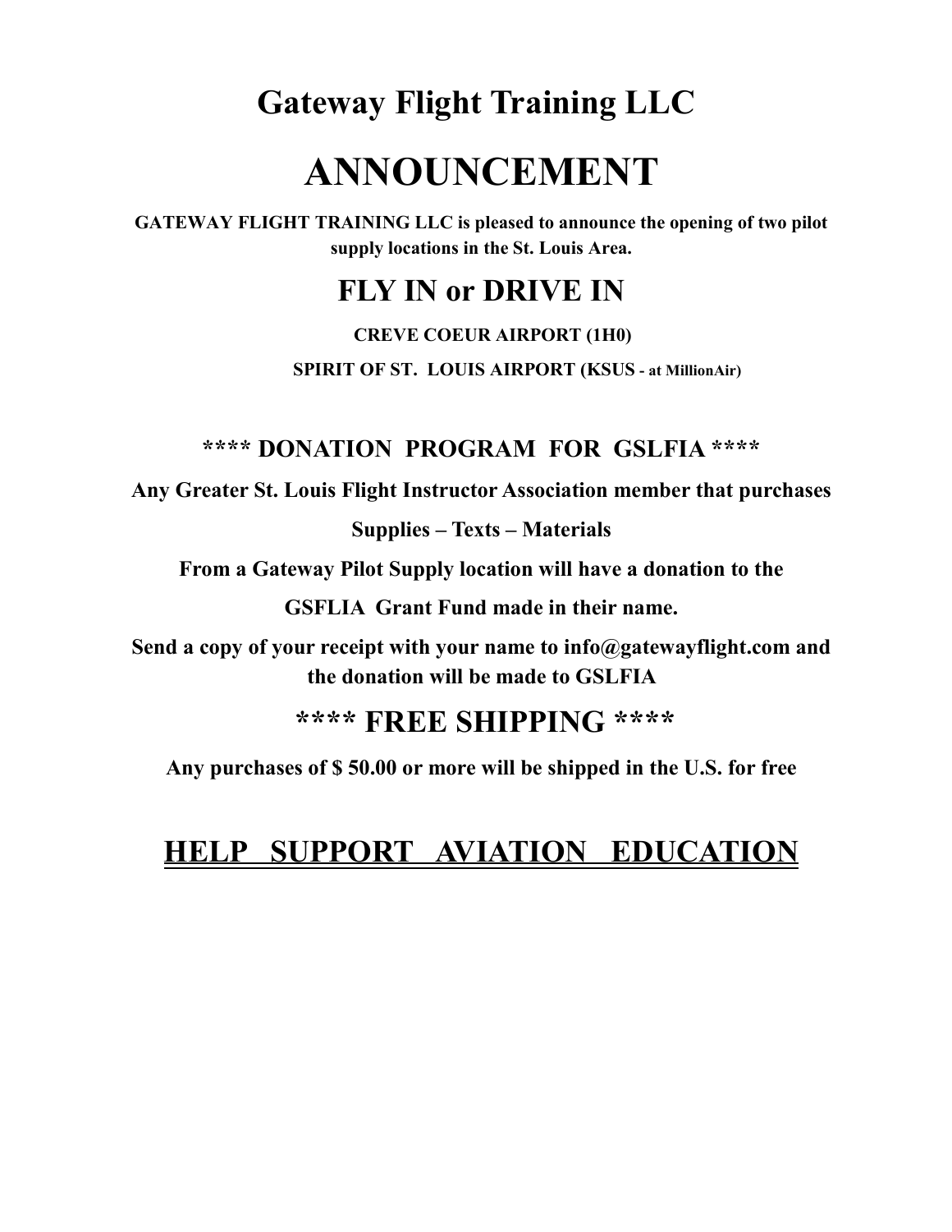# Gateway Flight Training LLC

# ANNOUNCEMENT

**GATEWAY FLIGHT TRAINING LLC is pleased to announce the opening of two pilot supply locations in the St. Louis Area.**

## FLY IN or DRIVE IN

**CREVE COEUR AIRPORT (1H0)**

**SPIRIT OF ST. LOUIS AIRPORT (KSUS - at MillionAir)**

### **** DONATION PROGRAM FOR GSLFIA ****

**Any Greater St. Louis Flight Instructor Association member that purchases**

**Supplies – Texts – Materials**

**From a Gateway Pilot Supply location will have a donation to the**

**GSFLIA Grant Fund made in their name.**

**Send a copy of your receipt with your name to info@gatewayflight.com and the donation will be made to GSLFIA**

## **** FREE SHIPPING ****

**Any purchases of $ 50.00 or more will be shipped in the U.S. for free**

## HELP SUPPORT AVIATION EDUCATION